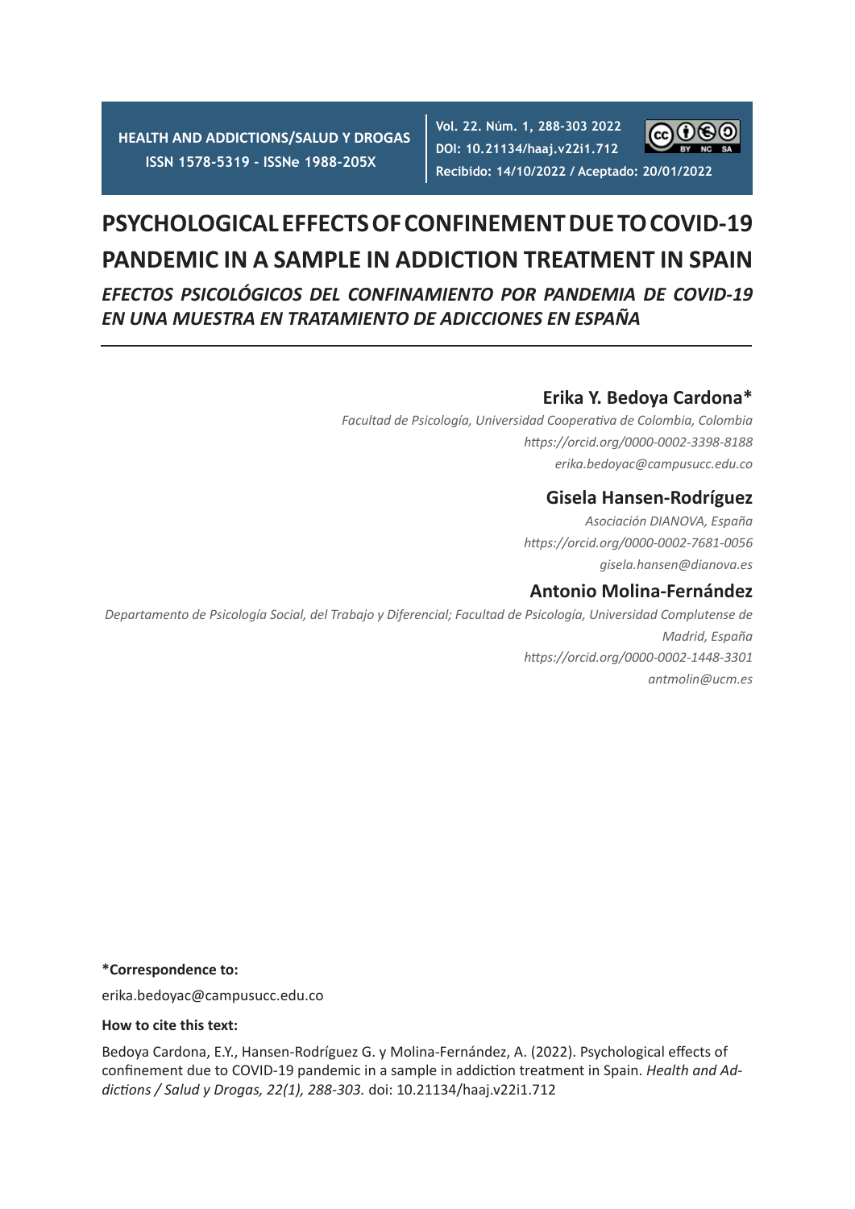HEALTH AND ADDICTIONS/SALUD Y DROGAS
ISSN 1578-5319 - ISSNe 1988-205X

Vol. 22. Núm. 1, 288-303 2022
DOI: 10.21134/haaj.v22i1.712
Recibido: 14/10/2022 / Aceptado: 20/01/2022

# PSYCHOLOGICAL EFFECTS OF CONFINEMENT DUE TO COVID-19 PANDEMIC IN A SAMPLE IN ADDICTION TREATMENT IN SPAIN

## *EFECTOS PSICOLÓGICOS DEL CONFINAMIENTO POR PANDEMIA DE COVID-19 EN UNA MUESTRA EN TRATAMIENTO DE ADICCIONES EN ESPAÑA*

### Erika Y. Bedoya Cardona*

*Facultad de Psicología, Universidad Cooperativa de Colombia, Colombia*
*https://orcid.org/0000-0002-3398-8188*
*erika.bedoyac@campusucc.edu.co*

### Gisela Hansen-Rodríguez

*Asociación DIANOVA, España*
*https://orcid.org/0000-0002-7681-0056*
*gisela.hansen@dianova.es*

### Antonio Molina-Fernández

*Departamento de Psicología Social, del Trabajo y Diferencial; Facultad de Psicología, Universidad Complutense de Madrid, España*
*https://orcid.org/0000-0002-1448-3301*
*antmolin@ucm.es*

**\*Correspondence to:**

erika.bedoyac@campusucc.edu.co

**How to cite this text:**

Bedoya Cardona, E.Y., Hansen-Rodríguez G. y Molina-Fernández, A. (2022). Psychological effects of confinement due to COVID-19 pandemic in a sample in addiction treatment in Spain. *Health and Addictions / Salud y Drogas, 22(1), 288-303.* doi: 10.21134/haaj.v22i1.712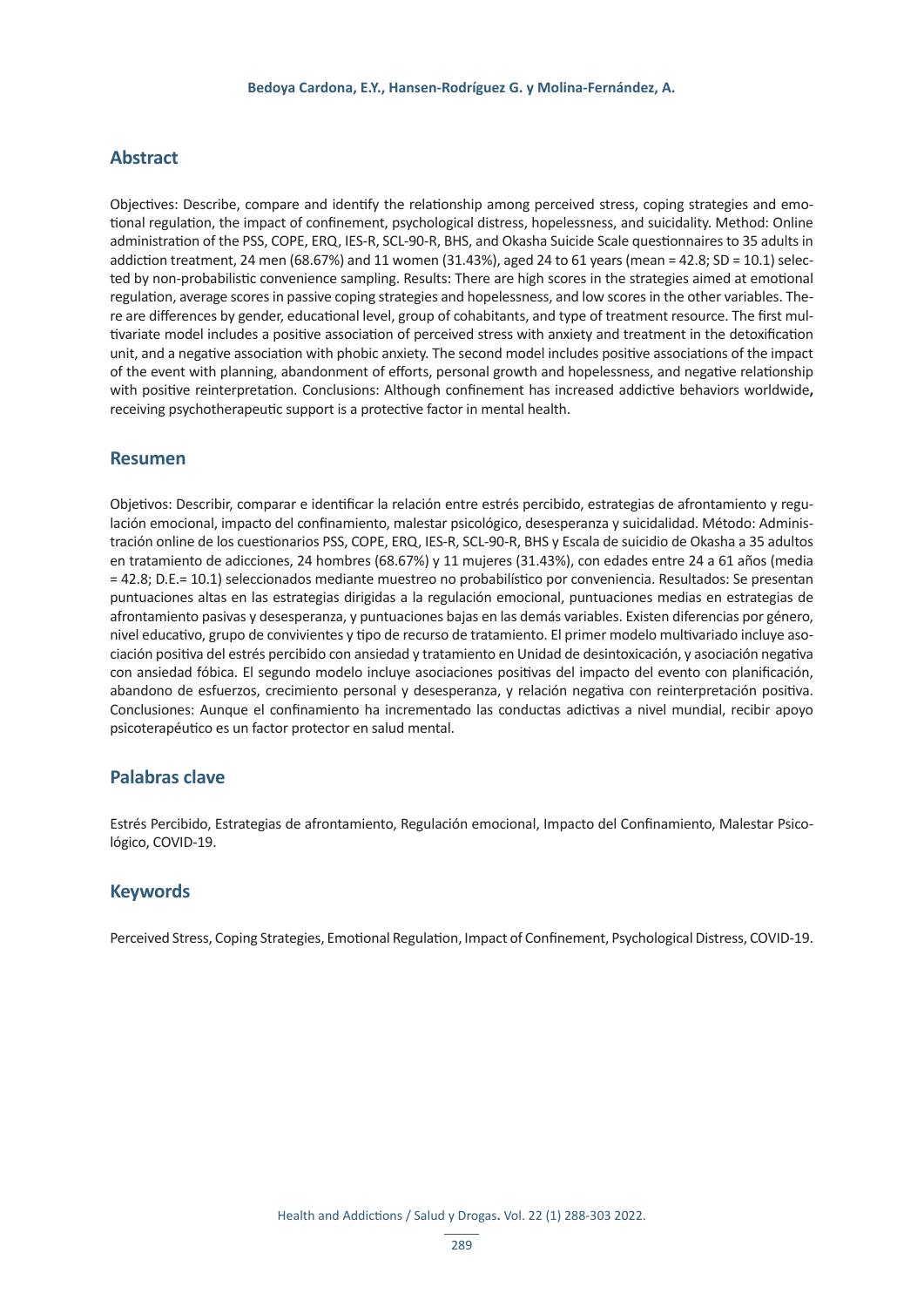## Abstract

Objectives: Describe, compare and identify the relationship among perceived stress, coping strategies and emotional regulation, the impact of confinement, psychological distress, hopelessness, and suicidality. Method: Online administration of the PSS, COPE, ERQ, IES-R, SCL-90-R, BHS, and Okasha Suicide Scale questionnaires to 35 adults in addiction treatment, 24 men (68.67%) and 11 women (31.43%), aged 24 to 61 years (mean = 42.8; SD = 10.1) selected by non-probabilistic convenience sampling. Results: There are high scores in the strategies aimed at emotional regulation, average scores in passive coping strategies and hopelessness, and low scores in the other variables. There are differences by gender, educational level, group of cohabitants, and type of treatment resource. The first multivariate model includes a positive association of perceived stress with anxiety and treatment in the detoxification unit, and a negative association with phobic anxiety. The second model includes positive associations of the impact of the event with planning, abandonment of efforts, personal growth and hopelessness, and negative relationship with positive reinterpretation. Conclusions: Although confinement has increased addictive behaviors worldwide, receiving psychotherapeutic support is a protective factor in mental health.

## Resumen

Objetivos: Describir, comparar e identificar la relación entre estrés percibido, estrategias de afrontamiento y regulación emocional, impacto del confinamiento, malestar psicológico, desesperanza y suicidalidad. Método: Administración online de los cuestionarios PSS, COPE, ERQ, IES-R, SCL-90-R, BHS y Escala de suicidio de Okasha a 35 adultos en tratamiento de adicciones, 24 hombres (68.67%) y 11 mujeres (31.43%), con edades entre 24 a 61 años (media = 42.8; D.E.= 10.1) seleccionados mediante muestreo no probabilístico por conveniencia. Resultados: Se presentan puntuaciones altas en las estrategias dirigidas a la regulación emocional, puntuaciones medias en estrategias de afrontamiento pasivas y desesperanza, y puntuaciones bajas en las demás variables. Existen diferencias por género, nivel educativo, grupo de convivientes y tipo de recurso de tratamiento. El primer modelo multivariado incluye asociación positiva del estrés percibido con ansiedad y tratamiento en Unidad de desintoxicación, y asociación negativa con ansiedad fóbica. El segundo modelo incluye asociaciones positivas del impacto del evento con planificación, abandono de esfuerzos, crecimiento personal y desesperanza, y relación negativa con reinterpretación positiva. Conclusiones: Aunque el confinamiento ha incrementado las conductas adictivas a nivel mundial, recibir apoyo psicoterapéutico es un factor protector en salud mental.

## Palabras clave

Estrés Percibido, Estrategias de afrontamiento, Regulación emocional, Impacto del Confinamiento, Malestar Psicológico, COVID-19.

## Keywords

Perceived Stress, Coping Strategies, Emotional Regulation, Impact of Confinement, Psychological Distress, COVID-19.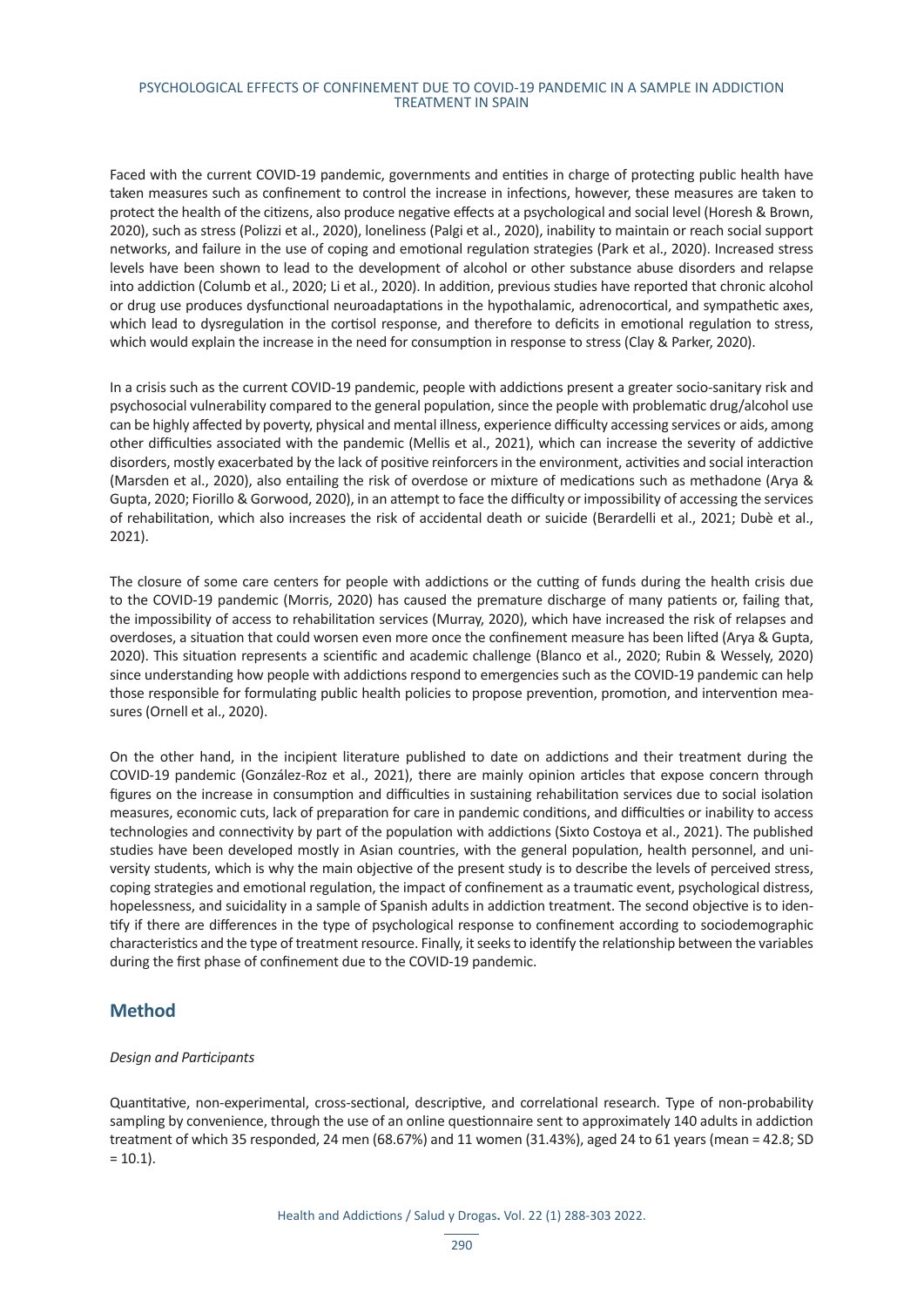Faced with the current COVID-19 pandemic, governments and entities in charge of protecting public health have taken measures such as confinement to control the increase in infections, however, these measures are taken to protect the health of the citizens, also produce negative effects at a psychological and social level (Horesh & Brown, 2020), such as stress (Polizzi et al., 2020), loneliness (Palgi et al., 2020), inability to maintain or reach social support networks, and failure in the use of coping and emotional regulation strategies (Park et al., 2020). Increased stress levels have been shown to lead to the development of alcohol or other substance abuse disorders and relapse into addiction (Columb et al., 2020; Li et al., 2020). In addition, previous studies have reported that chronic alcohol or drug use produces dysfunctional neuroadaptations in the hypothalamic, adrenocortical, and sympathetic axes, which lead to dysregulation in the cortisol response, and therefore to deficits in emotional regulation to stress, which would explain the increase in the need for consumption in response to stress (Clay & Parker, 2020).

In a crisis such as the current COVID-19 pandemic, people with addictions present a greater socio-sanitary risk and psychosocial vulnerability compared to the general population, since the people with problematic drug/alcohol use can be highly affected by poverty, physical and mental illness, experience difficulty accessing services or aids, among other difficulties associated with the pandemic (Mellis et al., 2021), which can increase the severity of addictive disorders, mostly exacerbated by the lack of positive reinforcers in the environment, activities and social interaction (Marsden et al., 2020), also entailing the risk of overdose or mixture of medications such as methadone (Arya & Gupta, 2020; Fiorillo & Gorwood, 2020), in an attempt to face the difficulty or impossibility of accessing the services of rehabilitation, which also increases the risk of accidental death or suicide (Berardelli et al., 2021; Dubè et al., 2021).

The closure of some care centers for people with addictions or the cutting of funds during the health crisis due to the COVID-19 pandemic (Morris, 2020) has caused the premature discharge of many patients or, failing that, the impossibility of access to rehabilitation services (Murray, 2020), which have increased the risk of relapses and overdoses, a situation that could worsen even more once the confinement measure has been lifted (Arya & Gupta, 2020). This situation represents a scientific and academic challenge (Blanco et al., 2020; Rubin & Wessely, 2020) since understanding how people with addictions respond to emergencies such as the COVID-19 pandemic can help those responsible for formulating public health policies to propose prevention, promotion, and intervention measures (Ornell et al., 2020).

On the other hand, in the incipient literature published to date on addictions and their treatment during the COVID-19 pandemic (González-Roz et al., 2021), there are mainly opinion articles that expose concern through figures on the increase in consumption and difficulties in sustaining rehabilitation services due to social isolation measures, economic cuts, lack of preparation for care in pandemic conditions, and difficulties or inability to access technologies and connectivity by part of the population with addictions (Sixto Costoya et al., 2021). The published studies have been developed mostly in Asian countries, with the general population, health personnel, and university students, which is why the main objective of the present study is to describe the levels of perceived stress, coping strategies and emotional regulation, the impact of confinement as a traumatic event, psychological distress, hopelessness, and suicidality in a sample of Spanish adults in addiction treatment. The second objective is to identify if there are differences in the type of psychological response to confinement according to sociodemographic characteristics and the type of treatment resource. Finally, it seeks to identify the relationship between the variables during the first phase of confinement due to the COVID-19 pandemic.

## Method

*Design and Participants*

Quantitative, non-experimental, cross-sectional, descriptive, and correlational research. Type of non-probability sampling by convenience, through the use of an online questionnaire sent to approximately 140 adults in addiction treatment of which 35 responded, 24 men (68.67%) and 11 women (31.43%), aged 24 to 61 years (mean = 42.8; SD = 10.1).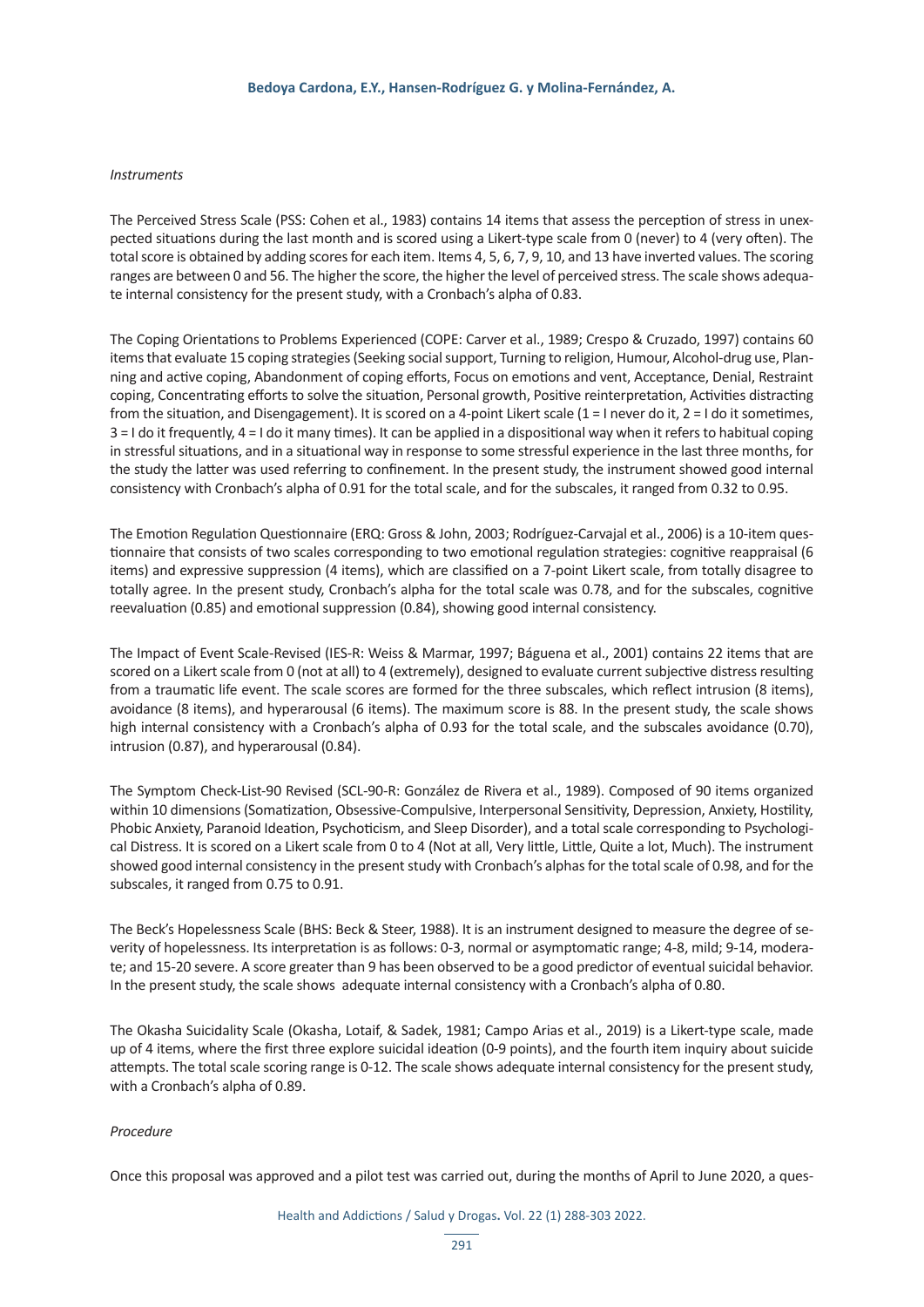*Instruments*

The Perceived Stress Scale (PSS: Cohen et al., 1983) contains 14 items that assess the perception of stress in unexpected situations during the last month and is scored using a Likert-type scale from 0 (never) to 4 (very often). The total score is obtained by adding scores for each item. Items 4, 5, 6, 7, 9, 10, and 13 have inverted values. The scoring ranges are between 0 and 56. The higher the score, the higher the level of perceived stress. The scale shows adequate internal consistency for the present study, with a Cronbach's alpha of 0.83.

The Coping Orientations to Problems Experienced (COPE: Carver et al., 1989; Crespo & Cruzado, 1997) contains 60 items that evaluate 15 coping strategies (Seeking social support, Turning to religion, Humour, Alcohol-drug use, Planning and active coping, Abandonment of coping efforts, Focus on emotions and vent, Acceptance, Denial, Restraint coping, Concentrating efforts to solve the situation, Personal growth, Positive reinterpretation, Activities distracting from the situation, and Disengagement). It is scored on a 4-point Likert scale (1 = I never do it, 2 = I do it sometimes, 3 = I do it frequently, 4 = I do it many times). It can be applied in a dispositional way when it refers to habitual coping in stressful situations, and in a situational way in response to some stressful experience in the last three months, for the study the latter was used referring to confinement. In the present study, the instrument showed good internal consistency with Cronbach's alpha of 0.91 for the total scale, and for the subscales, it ranged from 0.32 to 0.95.

The Emotion Regulation Questionnaire (ERQ: Gross & John, 2003; Rodríguez-Carvajal et al., 2006) is a 10-item questionnaire that consists of two scales corresponding to two emotional regulation strategies: cognitive reappraisal (6 items) and expressive suppression (4 items), which are classified on a 7-point Likert scale, from totally disagree to totally agree. In the present study, Cronbach's alpha for the total scale was 0.78, and for the subscales, cognitive reevaluation (0.85) and emotional suppression (0.84), showing good internal consistency.

The Impact of Event Scale-Revised (IES-R: Weiss & Marmar, 1997; Báguena et al., 2001) contains 22 items that are scored on a Likert scale from 0 (not at all) to 4 (extremely), designed to evaluate current subjective distress resulting from a traumatic life event. The scale scores are formed for the three subscales, which reflect intrusion (8 items), avoidance (8 items), and hyperarousal (6 items). The maximum score is 88. In the present study, the scale shows high internal consistency with a Cronbach's alpha of 0.93 for the total scale, and the subscales avoidance (0.70), intrusion (0.87), and hyperarousal (0.84).

The Symptom Check-List-90 Revised (SCL-90-R: González de Rivera et al., 1989). Composed of 90 items organized within 10 dimensions (Somatization, Obsessive-Compulsive, Interpersonal Sensitivity, Depression, Anxiety, Hostility, Phobic Anxiety, Paranoid Ideation, Psychoticism, and Sleep Disorder), and a total scale corresponding to Psychological Distress. It is scored on a Likert scale from 0 to 4 (Not at all, Very little, Little, Quite a lot, Much). The instrument showed good internal consistency in the present study with Cronbach's alphas for the total scale of 0.98, and for the subscales, it ranged from 0.75 to 0.91.

The Beck's Hopelessness Scale (BHS: Beck & Steer, 1988). It is an instrument designed to measure the degree of severity of hopelessness. Its interpretation is as follows: 0-3, normal or asymptomatic range; 4-8, mild; 9-14, moderate; and 15-20 severe. A score greater than 9 has been observed to be a good predictor of eventual suicidal behavior. In the present study, the scale shows adequate internal consistency with a Cronbach's alpha of 0.80.

The Okasha Suicidality Scale (Okasha, Lotaif, & Sadek, 1981; Campo Arias et al., 2019) is a Likert-type scale, made up of 4 items, where the first three explore suicidal ideation (0-9 points), and the fourth item inquiry about suicide attempts. The total scale scoring range is 0-12. The scale shows adequate internal consistency for the present study, with a Cronbach's alpha of 0.89.

*Procedure*

Once this proposal was approved and a pilot test was carried out, during the months of April to June 2020, a ques-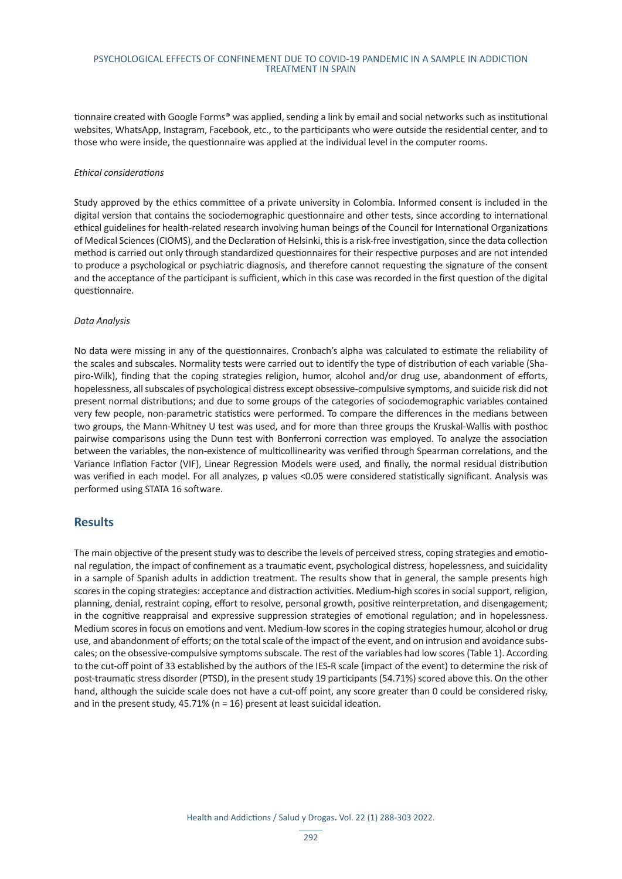tionnaire created with Google Forms® was applied, sending a link by email and social networks such as institutional websites, WhatsApp, Instagram, Facebook, etc., to the participants who were outside the residential center, and to those who were inside, the questionnaire was applied at the individual level in the computer rooms.

*Ethical considerations*

Study approved by the ethics committee of a private university in Colombia. Informed consent is included in the digital version that contains the sociodemographic questionnaire and other tests, since according to international ethical guidelines for health-related research involving human beings of the Council for International Organizations of Medical Sciences (CIOMS), and the Declaration of Helsinki, this is a risk-free investigation, since the data collection method is carried out only through standardized questionnaires for their respective purposes and are not intended to produce a psychological or psychiatric diagnosis, and therefore cannot requesting the signature of the consent and the acceptance of the participant is sufficient, which in this case was recorded in the first question of the digital questionnaire.

*Data Analysis*

No data were missing in any of the questionnaires. Cronbach's alpha was calculated to estimate the reliability of the scales and subscales. Normality tests were carried out to identify the type of distribution of each variable (Shapiro-Wilk), finding that the coping strategies religion, humor, alcohol and/or drug use, abandonment of efforts, hopelessness, all subscales of psychological distress except obsessive-compulsive symptoms, and suicide risk did not present normal distributions; and due to some groups of the categories of sociodemographic variables contained very few people, non-parametric statistics were performed. To compare the differences in the medians between two groups, the Mann-Whitney U test was used, and for more than three groups the Kruskal-Wallis with posthoc pairwise comparisons using the Dunn test with Bonferroni correction was employed. To analyze the association between the variables, the non-existence of multicollinearity was verified through Spearman correlations, and the Variance Inflation Factor (VIF), Linear Regression Models were used, and finally, the normal residual distribution was verified in each model. For all analyzes, p values <0.05 were considered statistically significant. Analysis was performed using STATA 16 software.

## Results

The main objective of the present study was to describe the levels of perceived stress, coping strategies and emotional regulation, the impact of confinement as a traumatic event, psychological distress, hopelessness, and suicidality in a sample of Spanish adults in addiction treatment. The results show that in general, the sample presents high scores in the coping strategies: acceptance and distraction activities. Medium-high scores in social support, religion, planning, denial, restraint coping, effort to resolve, personal growth, positive reinterpretation, and disengagement; in the cognitive reappraisal and expressive suppression strategies of emotional regulation; and in hopelessness. Medium scores in focus on emotions and vent. Medium-low scores in the coping strategies humour, alcohol or drug use, and abandonment of efforts; on the total scale of the impact of the event, and on intrusion and avoidance subscales; on the obsessive-compulsive symptoms subscale. The rest of the variables had low scores (Table 1). According to the cut-off point of 33 established by the authors of the IES-R scale (impact of the event) to determine the risk of post-traumatic stress disorder (PTSD), in the present study 19 participants (54.71%) scored above this. On the other hand, although the suicide scale does not have a cut-off point, any score greater than 0 could be considered risky, and in the present study, 45.71% (n = 16) present at least suicidal ideation.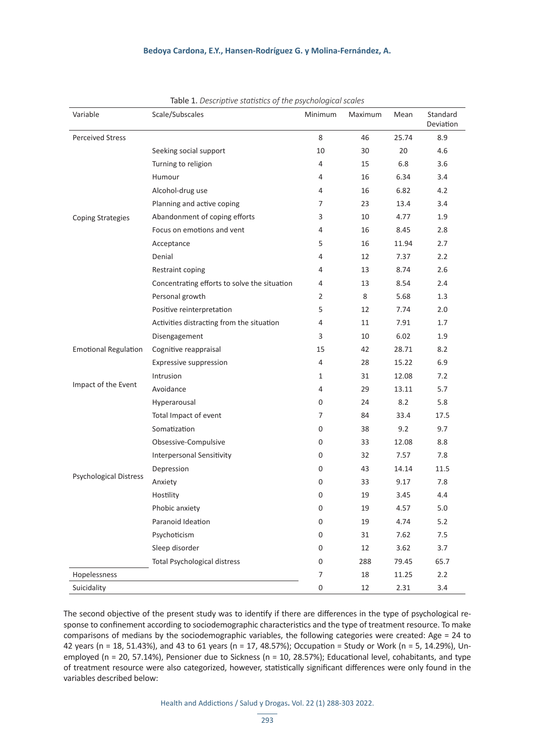Table 1. *Descriptive statistics of the psychological scales*

| Variable | Scale/Subscales | Minimum | Maximum | Mean | Standard Deviation |
|---|---|---|---|---|---|
| Perceived Stress | | 8 | 46 | 25.74 | 8.9 |
| Coping Strategies | Seeking social support | 10 | 30 | 20 | 4.6 |
| | Turning to religion | 4 | 15 | 6.8 | 3.6 |
| | Humour | 4 | 16 | 6.34 | 3.4 |
| | Alcohol-drug use | 4 | 16 | 6.82 | 4.2 |
| | Planning and active coping | 7 | 23 | 13.4 | 3.4 |
| | Abandonment of coping efforts | 3 | 10 | 4.77 | 1.9 |
| | Focus on emotions and vent | 4 | 16 | 8.45 | 2.8 |
| | Acceptance | 5 | 16 | 11.94 | 2.7 |
| | Denial | 4 | 12 | 7.37 | 2.2 |
| | Restraint coping | 4 | 13 | 8.74 | 2.6 |
| | Concentrating efforts to solve the situation | 4 | 13 | 8.54 | 2.4 |
| | Personal growth | 2 | 8 | 5.68 | 1.3 |
| | Positive reinterpretation | 5 | 12 | 7.74 | 2.0 |
| | Activities distracting from the situation | 4 | 11 | 7.91 | 1.7 |
| | Disengagement | 3 | 10 | 6.02 | 1.9 |
| Emotional Regulation | Cognitive reappraisal | 15 | 42 | 28.71 | 8.2 |
| | Expressive suppression | 4 | 28 | 15.22 | 6.9 |
| Impact of the Event | Intrusion | 1 | 31 | 12.08 | 7.2 |
| | Avoidance | 4 | 29 | 13.11 | 5.7 |
| | Hyperarousal | 0 | 24 | 8.2 | 5.8 |
| | Total Impact of event | 7 | 84 | 33.4 | 17.5 |
| Psychological Distress | Somatization | 0 | 38 | 9.2 | 9.7 |
| | Obsessive-Compulsive | 0 | 33 | 12.08 | 8.8 |
| | Interpersonal Sensitivity | 0 | 32 | 7.57 | 7.8 |
| | Depression | 0 | 43 | 14.14 | 11.5 |
| | Anxiety | 0 | 33 | 9.17 | 7.8 |
| | Hostility | 0 | 19 | 3.45 | 4.4 |
| | Phobic anxiety | 0 | 19 | 4.57 | 5.0 |
| | Paranoid Ideation | 0 | 19 | 4.74 | 5.2 |
| | Psychoticism | 0 | 31 | 7.62 | 7.5 |
| | Sleep disorder | 0 | 12 | 3.62 | 3.7 |
| | Total Psychological distress | 0 | 288 | 79.45 | 65.7 |
| Hopelessness | | 7 | 18 | 11.25 | 2.2 |
| Suicidality | | 0 | 12 | 2.31 | 3.4 |

The second objective of the present study was to identify if there are differences in the type of psychological response to confinement according to sociodemographic characteristics and the type of treatment resource. To make comparisons of medians by the sociodemographic variables, the following categories were created: Age = 24 to 42 years (n = 18, 51.43%), and 43 to 61 years (n = 17, 48.57%); Occupation = Study or Work (n = 5, 14.29%), Unemployed (n = 20, 57.14%), Pensioner due to Sickness (n = 10, 28.57%); Educational level, cohabitants, and type of treatment resource were also categorized, however, statistically significant differences were only found in the variables described below: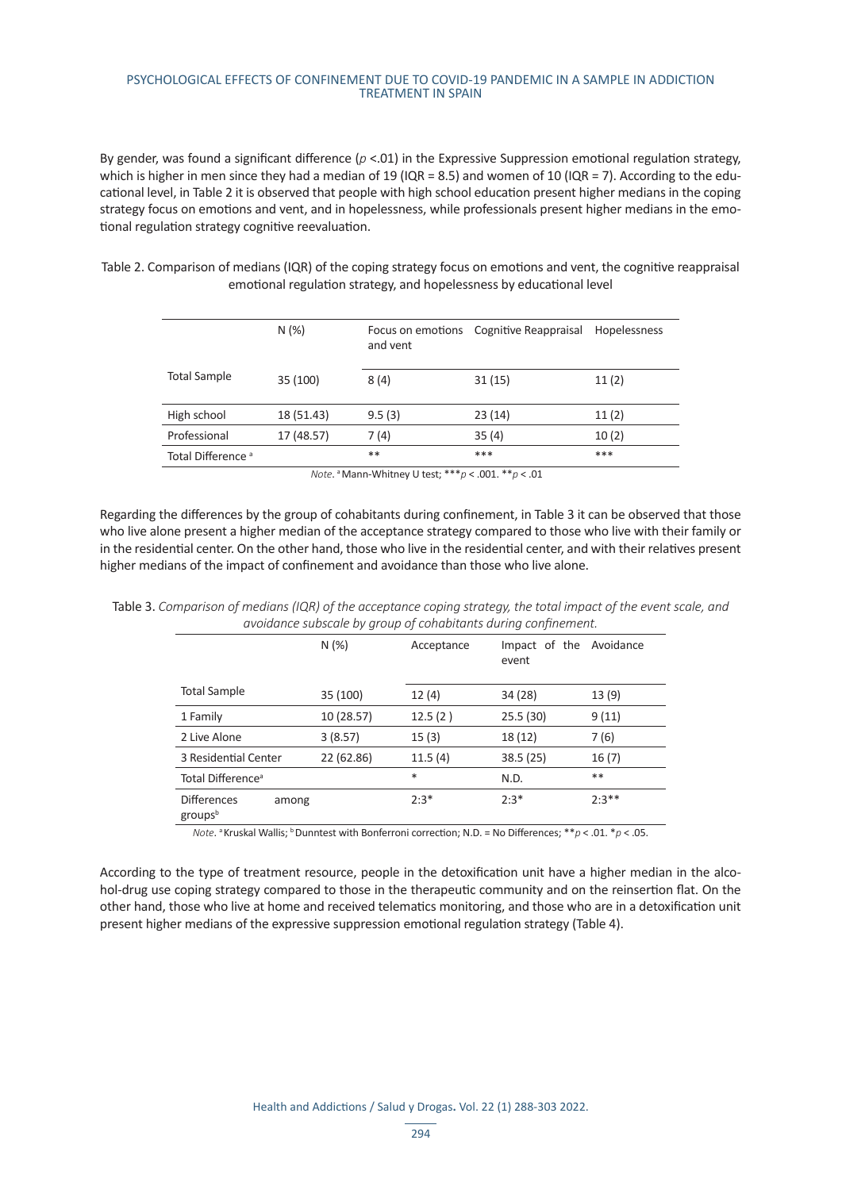By gender, was found a significant difference ($p < .01$) in the Expressive Suppression emotional regulation strategy, which is higher in men since they had a median of 19 (IQR = 8.5) and women of 10 (IQR = 7). According to the educational level, in Table 2 it is observed that people with high school education present higher medians in the coping strategy focus on emotions and vent, and in hopelessness, while professionals present higher medians in the emotional regulation strategy cognitive reevaluation.

Table 2. Comparison of medians (IQR) of the coping strategy focus on emotions and vent, the cognitive reappraisal emotional regulation strategy, and hopelessness by educational level

| | N (%) | Focus on emotions and vent | Cognitive Reappraisal | Hopelessness |
|---|---|---|---|---|
| Total Sample | 35 (100) | 8 (4) | 31 (15) | 11 (2) |
| High school | 18 (51.43) | 9.5 (3) | 23 (14) | 11 (2) |
| Professional | 17 (48.57) | 7 (4) | 35 (4) | 10 (2) |
| Total Difference [a] | | ** | *** | *** |

*Note*. [a] Mann-Whitney U test; ***$p < .001$. **$p < .01$

Regarding the differences by the group of cohabitants during confinement, in Table 3 it can be observed that those who live alone present a higher median of the acceptance strategy compared to those who live with their family or in the residential center. On the other hand, those who live in the residential center, and with their relatives present higher medians of the impact of confinement and avoidance than those who live alone.

Table 3. *Comparison of medians (IQR) of the acceptance coping strategy, the total impact of the event scale, and avoidance subscale by group of cohabitants during confinement.*

| | N (%) | Acceptance | Impact of the event | Avoidance |
|---|---|---|---|---|
| Total Sample | 35 (100) | 12 (4) | 34 (28) | 13 (9) |
| 1 Family | 10 (28.57) | 12.5 (2 ) | 25.5 (30) | 9 (11) |
| 2 Live Alone | 3 (8.57) | 15 (3) | 18 (12) | 7 (6) |
| 3 Residential Center | 22 (62.86) | 11.5 (4) | 38.5 (25) | 16 (7) |
| Total Difference[a] | | * | N.D. | ** |
| Differences among groups[b] | | 2:3* | 2:3* | 2:3** |

*Note*. [a] Kruskal Wallis; [b] Dunntest with Bonferroni correction; N.D. = No Differences; **$p < .01$. *$p < .05$.

According to the type of treatment resource, people in the detoxification unit have a higher median in the alcohol-drug use coping strategy compared to those in the therapeutic community and on the reinsertion flat. On the other hand, those who live at home and received telematics monitoring, and those who are in a detoxification unit present higher medians of the expressive suppression emotional regulation strategy (Table 4).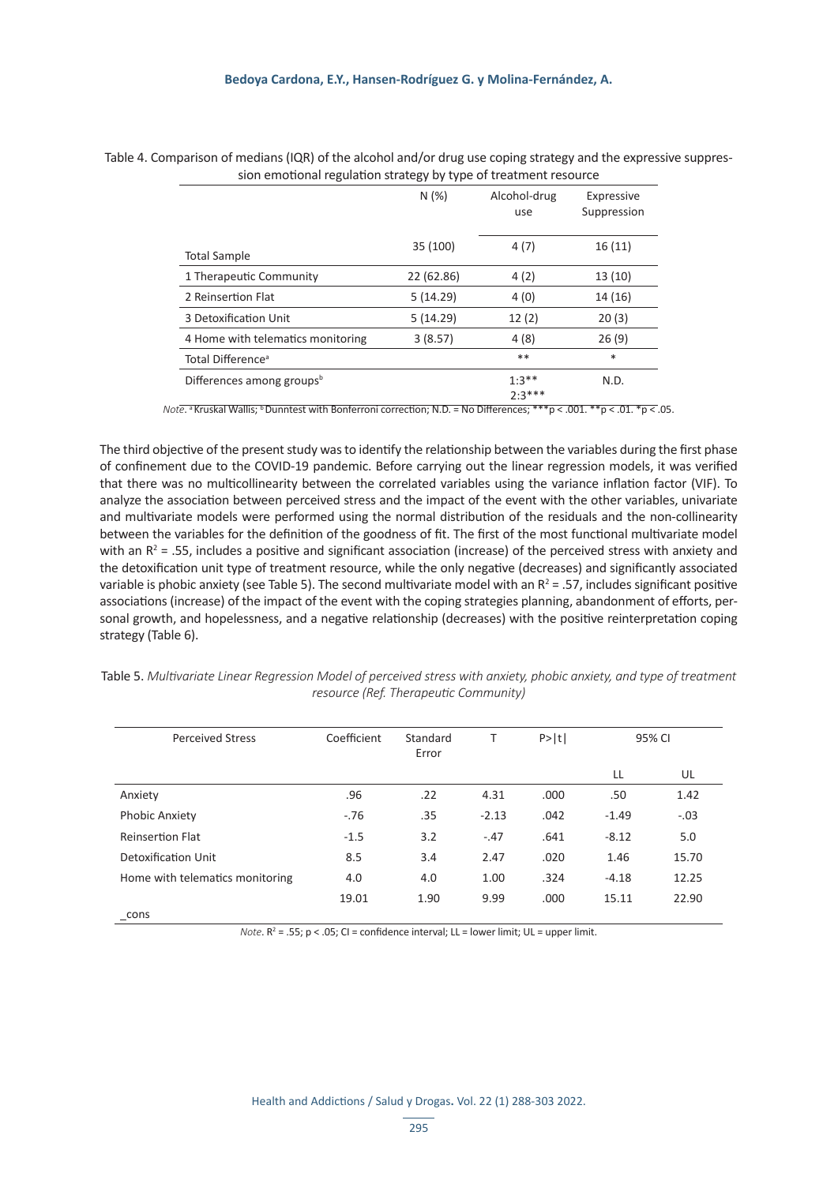Table 4. Comparison of medians (IQR) of the alcohol and/or drug use coping strategy and the expressive suppression emotional regulation strategy by type of treatment resource

| | N (%) | Alcohol-drug use | Expressive Suppression |
|---|---|---|---|
| Total Sample | 35 (100) | 4 (7) | 16 (11) |
| 1 Therapeutic Community | 22 (62.86) | 4 (2) | 13 (10) |
| 2 Reinsertion Flat | 5 (14.29) | 4 (0) | 14 (16) |
| 3 Detoxification Unit | 5 (14.29) | 12 (2) | 20 (3) |
| 4 Home with telematics monitoring | 3 (8.57) | 4 (8) | 26 (9) |
| Total Difference[a] | | ** | * |
| Differences among groups[b] | | 1:3** 2:3*** | N.D. |

*Note*. [a] Kruskal Wallis; [b] Dunntest with Bonferroni correction; N.D. = No Differences; ***p < .001. **p < .01. *p < .05.

The third objective of the present study was to identify the relationship between the variables during the first phase of confinement due to the COVID-19 pandemic. Before carrying out the linear regression models, it was verified that there was no multicollinearity between the correlated variables using the variance inflation factor (VIF). To analyze the association between perceived stress and the impact of the event with the other variables, univariate and multivariate models were performed using the normal distribution of the residuals and the non-collinearity between the variables for the definition of the goodness of fit. The first of the most functional multivariate model with an $R^2 = .55$, includes a positive and significant association (increase) of the perceived stress with anxiety and the detoxification unit type of treatment resource, while the only negative (decreases) and significantly associated variable is phobic anxiety (see Table 5). The second multivariate model with an $R^2 = .57$, includes significant positive associations (increase) of the impact of the event with the coping strategies planning, abandonment of efforts, personal growth, and hopelessness, and a negative relationship (decreases) with the positive reinterpretation coping strategy (Table 6).

Table 5. *Multivariate Linear Regression Model of perceived stress with anxiety, phobic anxiety, and type of treatment resource (Ref. Therapeutic Community)*

| Perceived Stress | Coefficient | Standard Error | T | P>\|t\| | 95% CI | |
|---|---|---|---|---|---|---|
| | | | | | LL | UL |
| Anxiety | .96 | .22 | 4.31 | .000 | .50 | 1.42 |
| Phobic Anxiety | -.76 | .35 | -2.13 | .042 | -1.49 | -.03 |
| Reinsertion Flat | -1.5 | 3.2 | -.47 | .641 | -8.12 | 5.0 |
| Detoxification Unit | 8.5 | 3.4 | 2.47 | .020 | 1.46 | 15.70 |
| Home with telematics monitoring | 4.0 | 4.0 | 1.00 | .324 | -4.18 | 12.25 |
| _cons | 19.01 | 1.90 | 9.99 | .000 | 15.11 | 22.90 |

*Note*. $R^2 = .55$; $p < .05$; CI = confidence interval; LL = lower limit; UL = upper limit.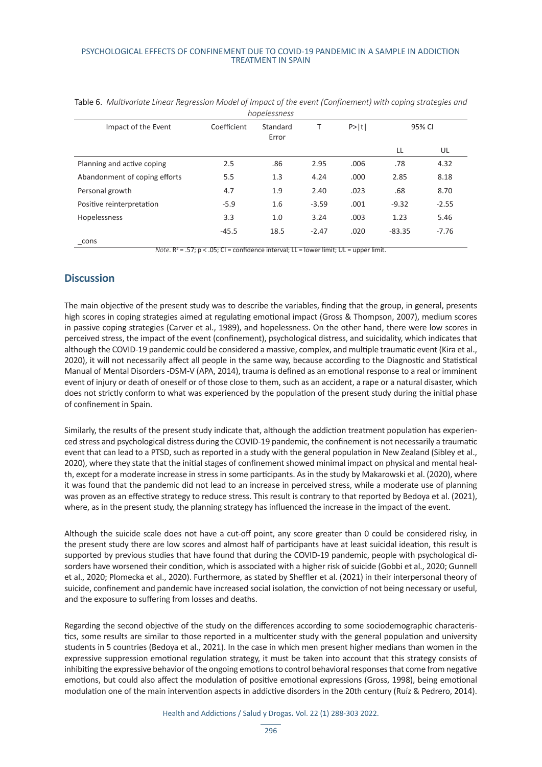Table 6. *Multivariate Linear Regression Model of Impact of the event (Confinement) with coping strategies and hopelessness*

| Impact of the Event | Coefficient | Standard Error | T | P>\|t\| | 95% CI | |
|---|---|---|---|---|---|---|
| | | | | | LL | UL |
| Planning and active coping | 2.5 | .86 | 2.95 | .006 | .78 | 4.32 |
| Abandonment of coping efforts | 5.5 | 1.3 | 4.24 | .000 | 2.85 | 8.18 |
| Personal growth | 4.7 | 1.9 | 2.40 | .023 | .68 | 8.70 |
| Positive reinterpretation | -5.9 | 1.6 | -3.59 | .001 | -9.32 | -2.55 |
| Hopelessness | 3.3 | 1.0 | 3.24 | .003 | 1.23 | 5.46 |
| _cons | -45.5 | 18.5 | -2.47 | .020 | -83.35 | -7.76 |

*Note*. $R^2 = .57$; $p < .05$; CI = confidence interval; LL = lower limit; UL = upper limit.

## Discussion

The main objective of the present study was to describe the variables, finding that the group, in general, presents high scores in coping strategies aimed at regulating emotional impact (Gross & Thompson, 2007), medium scores in passive coping strategies (Carver et al., 1989), and hopelessness. On the other hand, there were low scores in perceived stress, the impact of the event (confinement), psychological distress, and suicidality, which indicates that although the COVID-19 pandemic could be considered a massive, complex, and multiple traumatic event (Kira et al., 2020), it will not necessarily affect all people in the same way, because according to the Diagnostic and Statistical Manual of Mental Disorders -DSM-V (APA, 2014), trauma is defined as an emotional response to a real or imminent event of injury or death of oneself or of those close to them, such as an accident, a rape or a natural disaster, which does not strictly conform to what was experienced by the population of the present study during the initial phase of confinement in Spain.

Similarly, the results of the present study indicate that, although the addiction treatment population has experienced stress and psychological distress during the COVID-19 pandemic, the confinement is not necessarily a traumatic event that can lead to a PTSD, such as reported in a study with the general population in New Zealand (Sibley et al., 2020), where they state that the initial stages of confinement showed minimal impact on physical and mental health, except for a moderate increase in stress in some participants. As in the study by Makarowski et al. (2020), where it was found that the pandemic did not lead to an increase in perceived stress, while a moderate use of planning was proven as an effective strategy to reduce stress. This result is contrary to that reported by Bedoya et al. (2021), where, as in the present study, the planning strategy has influenced the increase in the impact of the event.

Although the suicide scale does not have a cut-off point, any score greater than 0 could be considered risky, in the present study there are low scores and almost half of participants have at least suicidal ideation, this result is supported by previous studies that have found that during the COVID-19 pandemic, people with psychological disorders have worsened their condition, which is associated with a higher risk of suicide (Gobbi et al., 2020; Gunnell et al., 2020; Plomecka et al., 2020). Furthermore, as stated by Sheffler et al. (2021) in their interpersonal theory of suicide, confinement and pandemic have increased social isolation, the conviction of not being necessary or useful, and the exposure to suffering from losses and deaths.

Regarding the second objective of the study on the differences according to some sociodemographic characteristics, some results are similar to those reported in a multicenter study with the general population and university students in 5 countries (Bedoya et al., 2021). In the case in which men present higher medians than women in the expressive suppression emotional regulation strategy, it must be taken into account that this strategy consists of inhibiting the expressive behavior of the ongoing emotions to control behavioral responses that come from negative emotions, but could also affect the modulation of positive emotional expressions (Gross, 1998), being emotional modulation one of the main intervention aspects in addictive disorders in the 20th century (Ruíz & Pedrero, 2014).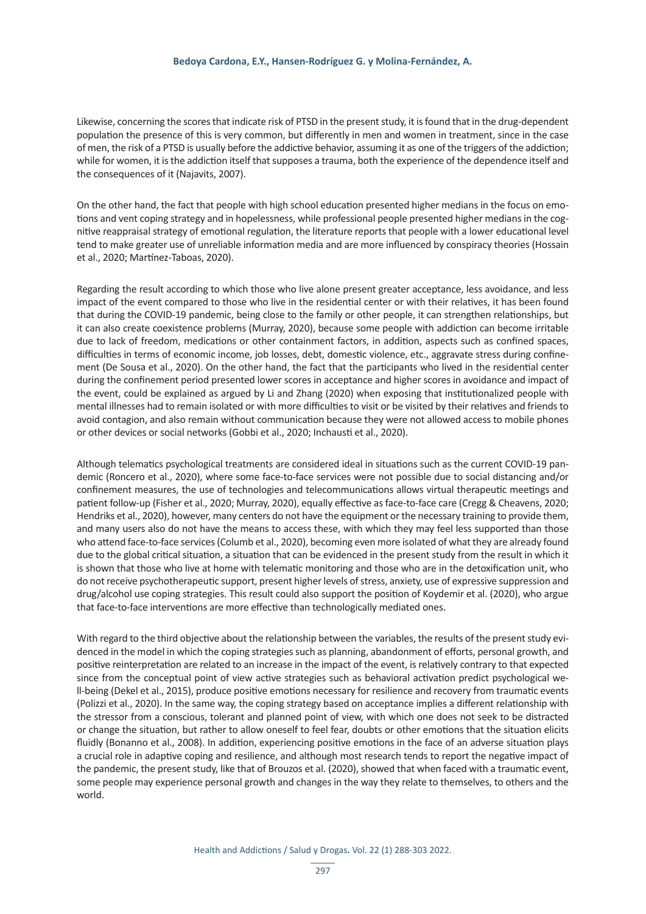Likewise, concerning the scores that indicate risk of PTSD in the present study, it is found that in the drug-dependent population the presence of this is very common, but differently in men and women in treatment, since in the case of men, the risk of a PTSD is usually before the addictive behavior, assuming it as one of the triggers of the addiction; while for women, it is the addiction itself that supposes a trauma, both the experience of the dependence itself and the consequences of it (Najavits, 2007).

On the other hand, the fact that people with high school education presented higher medians in the focus on emotions and vent coping strategy and in hopelessness, while professional people presented higher medians in the cognitive reappraisal strategy of emotional regulation, the literature reports that people with a lower educational level tend to make greater use of unreliable information media and are more influenced by conspiracy theories (Hossain et al., 2020; Martínez-Taboas, 2020).

Regarding the result according to which those who live alone present greater acceptance, less avoidance, and less impact of the event compared to those who live in the residential center or with their relatives, it has been found that during the COVID-19 pandemic, being close to the family or other people, it can strengthen relationships, but it can also create coexistence problems (Murray, 2020), because some people with addiction can become irritable due to lack of freedom, medications or other containment factors, in addition, aspects such as confined spaces, difficulties in terms of economic income, job losses, debt, domestic violence, etc., aggravate stress during confinement (De Sousa et al., 2020). On the other hand, the fact that the participants who lived in the residential center during the confinement period presented lower scores in acceptance and higher scores in avoidance and impact of the event, could be explained as argued by Li and Zhang (2020) when exposing that institutionalized people with mental illnesses had to remain isolated or with more difficulties to visit or be visited by their relatives and friends to avoid contagion, and also remain without communication because they were not allowed access to mobile phones or other devices or social networks (Gobbi et al., 2020; Inchausti et al., 2020).

Although telematics psychological treatments are considered ideal in situations such as the current COVID-19 pandemic (Roncero et al., 2020), where some face-to-face services were not possible due to social distancing and/or confinement measures, the use of technologies and telecommunications allows virtual therapeutic meetings and patient follow-up (Fisher et al., 2020; Murray, 2020), equally effective as face-to-face care (Cregg & Cheavens, 2020; Hendriks et al., 2020), however, many centers do not have the equipment or the necessary training to provide them, and many users also do not have the means to access these, with which they may feel less supported than those who attend face-to-face services (Columb et al., 2020), becoming even more isolated of what they are already found due to the global critical situation, a situation that can be evidenced in the present study from the result in which it is shown that those who live at home with telematic monitoring and those who are in the detoxification unit, who do not receive psychotherapeutic support, present higher levels of stress, anxiety, use of expressive suppression and drug/alcohol use coping strategies. This result could also support the position of Koydemir et al. (2020), who argue that face-to-face interventions are more effective than technologically mediated ones.

With regard to the third objective about the relationship between the variables, the results of the present study evidenced in the model in which the coping strategies such as planning, abandonment of efforts, personal growth, and positive reinterpretation are related to an increase in the impact of the event, is relatively contrary to that expected since from the conceptual point of view active strategies such as behavioral activation predict psychological well-being (Dekel et al., 2015), produce positive emotions necessary for resilience and recovery from traumatic events (Polizzi et al., 2020). In the same way, the coping strategy based on acceptance implies a different relationship with the stressor from a conscious, tolerant and planned point of view, with which one does not seek to be distracted or change the situation, but rather to allow oneself to feel fear, doubts or other emotions that the situation elicits fluidly (Bonanno et al., 2008). In addition, experiencing positive emotions in the face of an adverse situation plays a crucial role in adaptive coping and resilience, and although most research tends to report the negative impact of the pandemic, the present study, like that of Brouzos et al. (2020), showed that when faced with a traumatic event, some people may experience personal growth and changes in the way they relate to themselves, to others and the world.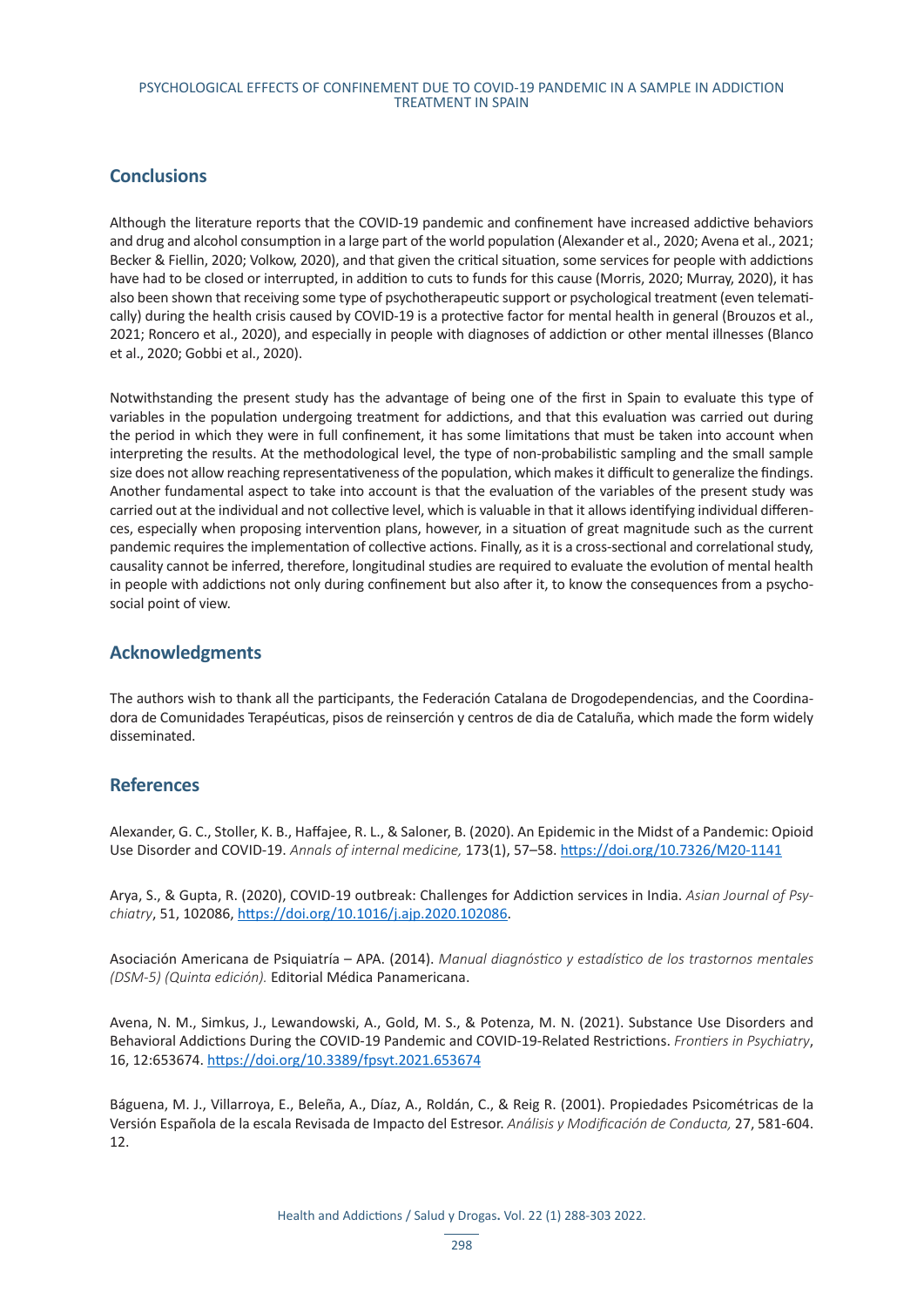## Conclusions

Although the literature reports that the COVID-19 pandemic and confinement have increased addictive behaviors and drug and alcohol consumption in a large part of the world population (Alexander et al., 2020; Avena et al., 2021; Becker & Fiellin, 2020; Volkow, 2020), and that given the critical situation, some services for people with addictions have had to be closed or interrupted, in addition to cuts to funds for this cause (Morris, 2020; Murray, 2020), it has also been shown that receiving some type of psychotherapeutic support or psychological treatment (even telematically) during the health crisis caused by COVID-19 is a protective factor for mental health in general (Brouzos et al., 2021; Roncero et al., 2020), and especially in people with diagnoses of addiction or other mental illnesses (Blanco et al., 2020; Gobbi et al., 2020).

Notwithstanding the present study has the advantage of being one of the first in Spain to evaluate this type of variables in the population undergoing treatment for addictions, and that this evaluation was carried out during the period in which they were in full confinement, it has some limitations that must be taken into account when interpreting the results. At the methodological level, the type of non-probabilistic sampling and the small sample size does not allow reaching representativeness of the population, which makes it difficult to generalize the findings. Another fundamental aspect to take into account is that the evaluation of the variables of the present study was carried out at the individual and not collective level, which is valuable in that it allows identifying individual differences, especially when proposing intervention plans, however, in a situation of great magnitude such as the current pandemic requires the implementation of collective actions. Finally, as it is a cross-sectional and correlational study, causality cannot be inferred, therefore, longitudinal studies are required to evaluate the evolution of mental health in people with addictions not only during confinement but also after it, to know the consequences from a psychosocial point of view.

## Acknowledgments

The authors wish to thank all the participants, the Federación Catalana de Drogodependencias, and the Coordinadora de Comunidades Terapéuticas, pisos de reinserción y centros de dia de Cataluña, which made the form widely disseminated.

## References

Alexander, G. C., Stoller, K. B., Haffajee, R. L., & Saloner, B. (2020). An Epidemic in the Midst of a Pandemic: Opioid Use Disorder and COVID-19. *Annals of internal medicine,* 173(1), 57–58. https://doi.org/10.7326/M20-1141

Arya, S., & Gupta, R. (2020), COVID-19 outbreak: Challenges for Addiction services in India. *Asian Journal of Psychiatry*, 51, 102086, https://doi.org/10.1016/j.ajp.2020.102086.

Asociación Americana de Psiquiatría – APA. (2014). *Manual diagnóstico y estadístico de los trastornos mentales (DSM-5) (Quinta edición).* Editorial Médica Panamericana.

Avena, N. M., Simkus, J., Lewandowski, A., Gold, M. S., & Potenza, M. N. (2021). Substance Use Disorders and Behavioral Addictions During the COVID-19 Pandemic and COVID-19-Related Restrictions. *Frontiers in Psychiatry*, 16, 12:653674. https://doi.org/10.3389/fpsyt.2021.653674

Báguena, M. J., Villarroya, E., Beleña, A., Díaz, A., Roldán, C., & Reig R. (2001). Propiedades Psicométricas de la Versión Española de la escala Revisada de Impacto del Estresor. *Análisis y Modificación de Conducta,* 27, 581-604. 12.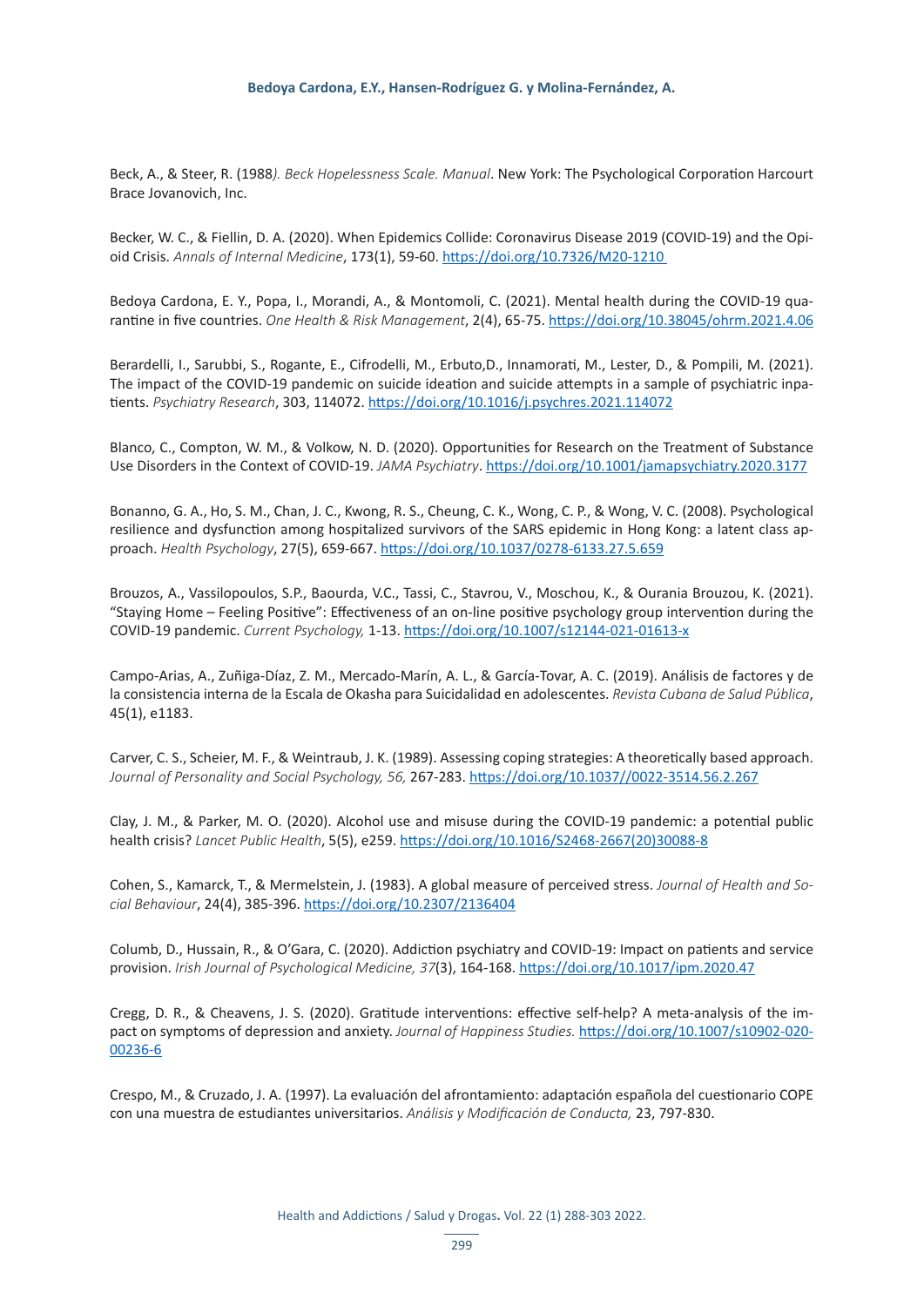Beck, A., & Steer, R. (1988*). Beck Hopelessness Scale. Manual*. New York: The Psychological Corporation Harcourt Brace Jovanovich, Inc.

Becker, W. C., & Fiellin, D. A. (2020). When Epidemics Collide: Coronavirus Disease 2019 (COVID-19) and the Opioid Crisis. *Annals of Internal Medicine*, 173(1), 59-60. https://doi.org/10.7326/M20-1210

Bedoya Cardona, E. Y., Popa, I., Morandi, A., & Montomoli, C. (2021). Mental health during the COVID-19 quarantine in five countries. *One Health & Risk Management*, 2(4), 65-75. https://doi.org/10.38045/ohrm.2021.4.06

Berardelli, I., Sarubbi, S., Rogante, E., Cifrodelli, M., Erbuto,D., Innamorati, M., Lester, D., & Pompili, M. (2021). The impact of the COVID-19 pandemic on suicide ideation and suicide attempts in a sample of psychiatric inpatients. *Psychiatry Research*, 303, 114072. https://doi.org/10.1016/j.psychres.2021.114072

Blanco, C., Compton, W. M., & Volkow, N. D. (2020). Opportunities for Research on the Treatment of Substance Use Disorders in the Context of COVID-19. *JAMA Psychiatry*. https://doi.org/10.1001/jamapsychiatry.2020.3177

Bonanno, G. A., Ho, S. M., Chan, J. C., Kwong, R. S., Cheung, C. K., Wong, C. P., & Wong, V. C. (2008). Psychological resilience and dysfunction among hospitalized survivors of the SARS epidemic in Hong Kong: a latent class approach. *Health Psychology*, 27(5), 659-667. https://doi.org/10.1037/0278-6133.27.5.659

Brouzos, A., Vassilopoulos, S.P., Baourda, V.C., Tassi, C., Stavrou, V., Moschou, K., & Ourania Brouzou, K. (2021). "Staying Home – Feeling Positive": Effectiveness of an on-line positive psychology group intervention during the COVID-19 pandemic. *Current Psychology,* 1-13. https://doi.org/10.1007/s12144-021-01613-x

Campo-Arias, A., Zuñiga-Díaz, Z. M., Mercado-Marín, A. L., & García-Tovar, A. C. (2019). Análisis de factores y de la consistencia interna de la Escala de Okasha para Suicidalidad en adolescentes. *Revista Cubana de Salud Pública*, 45(1), e1183.

Carver, C. S., Scheier, M. F., & Weintraub, J. K. (1989). Assessing coping strategies: A theoretically based approach. *Journal of Personality and Social Psychology, 56,* 267-283. https://doi.org/10.1037//0022-3514.56.2.267

Clay, J. M., & Parker, M. O. (2020). Alcohol use and misuse during the COVID-19 pandemic: a potential public health crisis? *Lancet Public Health*, 5(5), e259. https://doi.org/10.1016/S2468-2667(20)30088-8

Cohen, S., Kamarck, T., & Mermelstein, J. (1983). A global measure of perceived stress. *Journal of Health and Social Behaviour*, 24(4), 385-396. https://doi.org/10.2307/2136404

Columb, D., Hussain, R., & O'Gara, C. (2020). Addiction psychiatry and COVID-19: Impact on patients and service provision. *Irish Journal of Psychological Medicine, 37*(3), 164-168. https://doi.org/10.1017/ipm.2020.47

Cregg, D. R., & Cheavens, J. S. (2020). Gratitude interventions: effective self-help? A meta-analysis of the impact on symptoms of depression and anxiety. *Journal of Happiness Studies.* https://doi.org/10.1007/s10902-020-00236-6

Crespo, M., & Cruzado, J. A. (1997). La evaluación del afrontamiento: adaptación española del cuestionario COPE con una muestra de estudiantes universitarios. *Análisis y Modificación de Conducta,* 23, 797-830.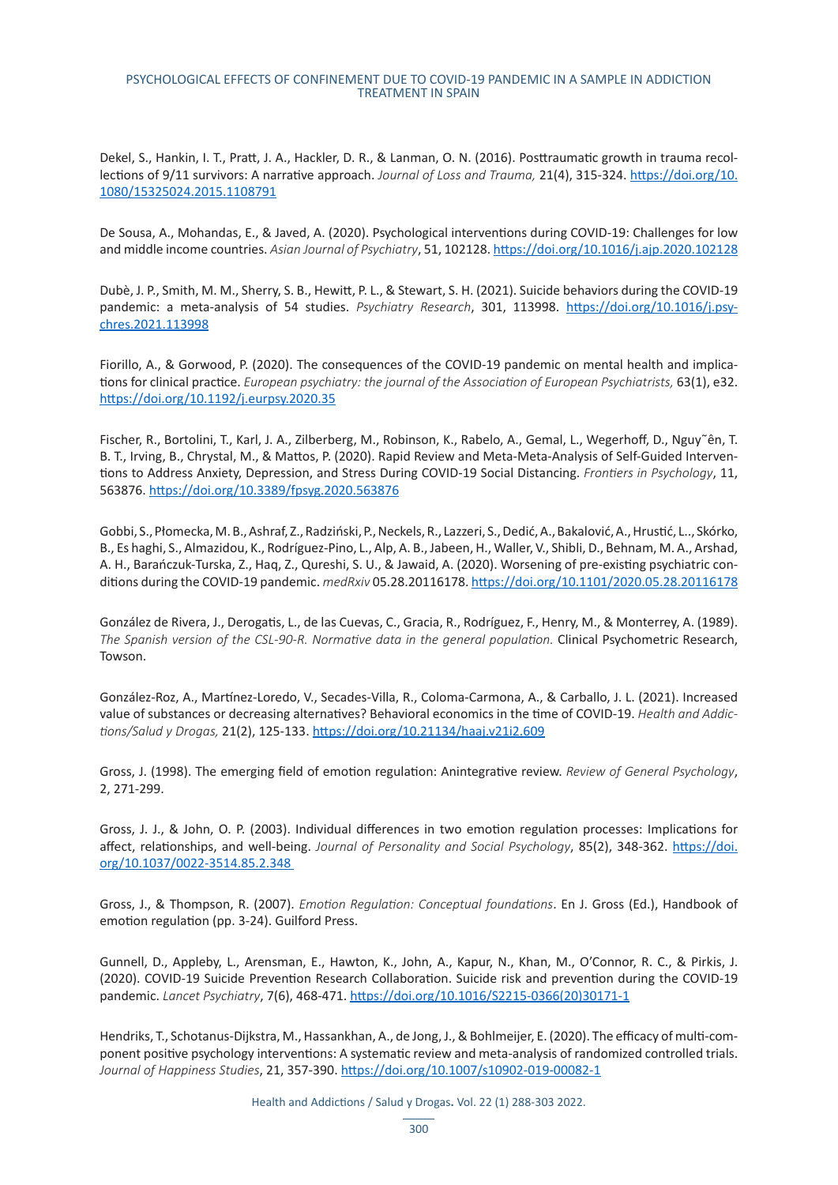Dekel, S., Hankin, I. T., Pratt, J. A., Hackler, D. R., & Lanman, O. N. (2016). Posttraumatic growth in trauma recollections of 9/11 survivors: A narrative approach. *Journal of Loss and Trauma,* 21(4), 315-324. https://doi.org/10.1080/15325024.2015.1108791

De Sousa, A., Mohandas, E., & Javed, A. (2020). Psychological interventions during COVID-19: Challenges for low and middle income countries. *Asian Journal of Psychiatry*, 51, 102128. https://doi.org/10.1016/j.ajp.2020.102128

Dubè, J. P., Smith, M. M., Sherry, S. B., Hewitt, P. L., & Stewart, S. H. (2021). Suicide behaviors during the COVID-19 pandemic: a meta-analysis of 54 studies. *Psychiatry Research*, 301, 113998. https://doi.org/10.1016/j.psychres.2021.113998

Fiorillo, A., & Gorwood, P. (2020). The consequences of the COVID-19 pandemic on mental health and implications for clinical practice. *European psychiatry: the journal of the Association of European Psychiatrists,* 63(1), e32. https://doi.org/10.1192/j.eurpsy.2020.35

Fischer, R., Bortolini, T., Karl, J. A., Zilberberg, M., Robinson, K., Rabelo, A., Gemal, L., Wegerhoff, D., Nguy˜ên, T. B. T., Irving, B., Chrystal, M., & Mattos, P. (2020). Rapid Review and Meta-Meta-Analysis of Self-Guided Interventions to Address Anxiety, Depression, and Stress During COVID-19 Social Distancing. *Frontiers in Psychology*, 11, 563876. https://doi.org/10.3389/fpsyg.2020.563876

Gobbi, S., Płomecka, M. B., Ashraf, Z., Radziński, P., Neckels, R., Lazzeri, S., Dedić, A., Bakalović, A., Hrustić, L., Skórko, B., Es haghi, S., Almazidou, K., Rodríguez-Pino, L., Alp, A. B., Jabeen, H., Waller, V., Shibli, D., Behnam, M. A., Arshad, A. H., Barańczuk-Turska, Z., Haq, Z., Qureshi, S. U., & Jawaid, A. (2020). Worsening of pre-existing psychiatric conditions during the COVID-19 pandemic. *medRxiv* 05.28.20116178. https://doi.org/10.1101/2020.05.28.20116178

González de Rivera, J., Derogatis, L., de las Cuevas, C., Gracia, R., Rodríguez, F., Henry, M., & Monterrey, A. (1989). *The Spanish version of the CSL-90-R. Normative data in the general population.* Clinical Psychometric Research, Towson.

González-Roz, A., Martínez-Loredo, V., Secades-Villa, R., Coloma-Carmona, A., & Carballo, J. L. (2021). Increased value of substances or decreasing alternatives? Behavioral economics in the time of COVID-19. *Health and Addictions/Salud y Drogas,* 21(2), 125-133. https://doi.org/10.21134/haaj.v21i2.609

Gross, J. (1998). The emerging field of emotion regulation: Anintegrative review. *Review of General Psychology*, 2, 271-299.

Gross, J. J., & John, O. P. (2003). Individual differences in two emotion regulation processes: Implications for affect, relationships, and well-being. *Journal of Personality and Social Psychology*, 85(2), 348-362. https://doi.org/10.1037/0022-3514.85.2.348

Gross, J., & Thompson, R. (2007). *Emotion Regulation: Conceptual foundations*. En J. Gross (Ed.), Handbook of emotion regulation (pp. 3-24). Guilford Press.

Gunnell, D., Appleby, L., Arensman, E., Hawton, K., John, A., Kapur, N., Khan, M., O'Connor, R. C., & Pirkis, J. (2020). COVID-19 Suicide Prevention Research Collaboration. Suicide risk and prevention during the COVID-19 pandemic. *Lancet Psychiatry*, 7(6), 468-471. https://doi.org/10.1016/S2215-0366(20)30171-1

Hendriks, T., Schotanus-Dijkstra, M., Hassankhan, A., de Jong, J., & Bohlmeijer, E. (2020). The efficacy of multi-component positive psychology interventions: A systematic review and meta-analysis of randomized controlled trials. *Journal of Happiness Studies*, 21, 357-390. https://doi.org/10.1007/s10902-019-00082-1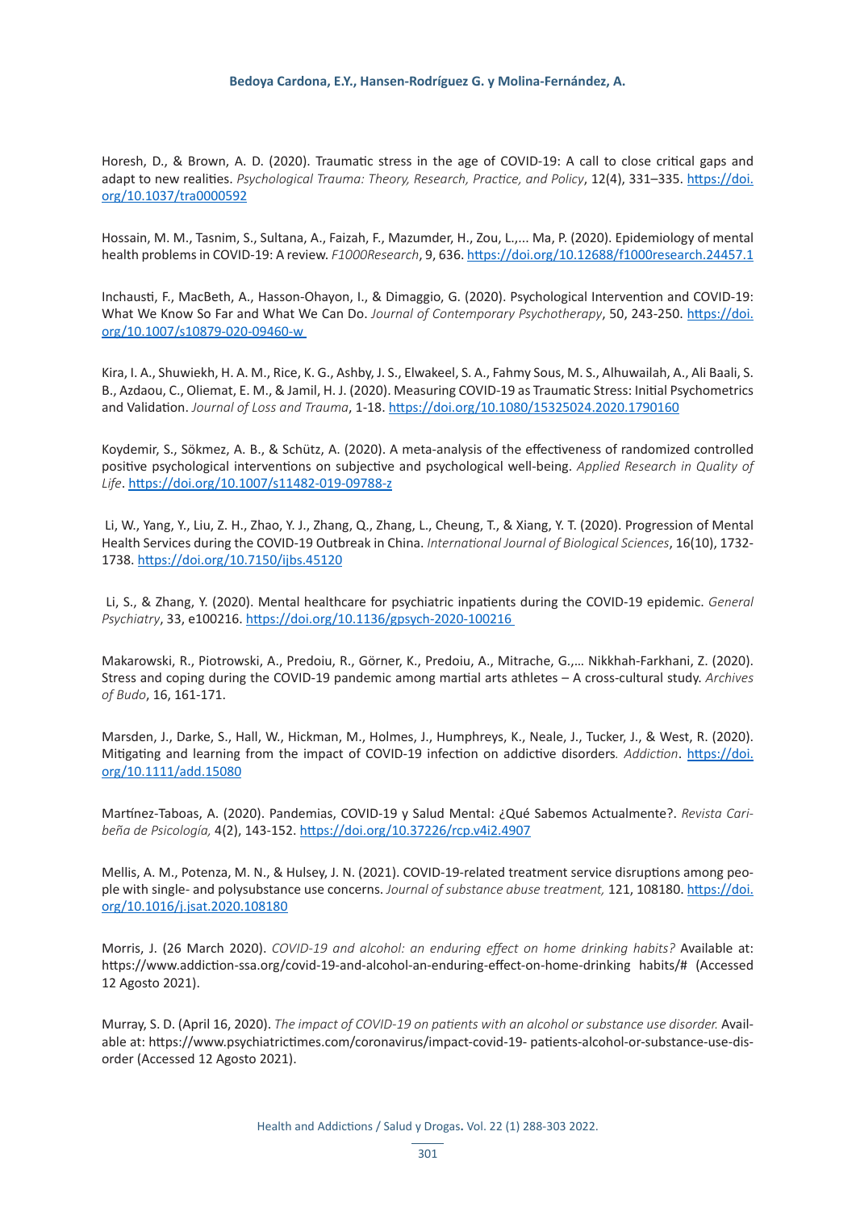Horesh, D., & Brown, A. D. (2020). Traumatic stress in the age of COVID-19: A call to close critical gaps and adapt to new realities. *Psychological Trauma: Theory, Research, Practice, and Policy*, 12(4), 331–335. https://doi.org/10.1037/tra0000592

Hossain, M. M., Tasnim, S., Sultana, A., Faizah, F., Mazumder, H., Zou, L.,... Ma, P. (2020). Epidemiology of mental health problems in COVID-19: A review. *F1000Research*, 9, 636. https://doi.org/10.12688/f1000research.24457.1

Inchausti, F., MacBeth, A., Hasson-Ohayon, I., & Dimaggio, G. (2020). Psychological Intervention and COVID-19: What We Know So Far and What We Can Do. *Journal of Contemporary Psychotherapy*, 50, 243-250. https://doi.org/10.1007/s10879-020-09460-w

Kira, I. A., Shuwiekh, H. A. M., Rice, K. G., Ashby, J. S., Elwakeel, S. A., Fahmy Sous, M. S., Alhuwailah, A., Ali Baali, S. B., Azdaou, C., Oliemat, E. M., & Jamil, H. J. (2020). Measuring COVID-19 as Traumatic Stress: Initial Psychometrics and Validation. *Journal of Loss and Trauma*, 1-18. https://doi.org/10.1080/15325024.2020.1790160

Koydemir, S., Sökmez, A. B., & Schütz, A. (2020). A meta-analysis of the effectiveness of randomized controlled positive psychological interventions on subjective and psychological well-being. *Applied Research in Quality of Life*. https://doi.org/10.1007/s11482-019-09788-z

Li, W., Yang, Y., Liu, Z. H., Zhao, Y. J., Zhang, Q., Zhang, L., Cheung, T., & Xiang, Y. T. (2020). Progression of Mental Health Services during the COVID-19 Outbreak in China. *International Journal of Biological Sciences*, 16(10), 1732-1738. https://doi.org/10.7150/ijbs.45120

Li, S., & Zhang, Y. (2020). Mental healthcare for psychiatric inpatients during the COVID-19 epidemic. *General Psychiatry*, 33, e100216. https://doi.org/10.1136/gpsych-2020-100216

Makarowski, R., Piotrowski, A., Predoiu, R., Görner, K., Predoiu, A., Mitrache, G.,… Nikkhah-Farkhani, Z. (2020). Stress and coping during the COVID-19 pandemic among martial arts athletes – A cross-cultural study. *Archives of Budo*, 16, 161-171.

Marsden, J., Darke, S., Hall, W., Hickman, M., Holmes, J., Humphreys, K., Neale, J., Tucker, J., & West, R. (2020). Mitigating and learning from the impact of COVID-19 infection on addictive disorders*. Addiction*. https://doi.org/10.1111/add.15080

Martínez-Taboas, A. (2020). Pandemias, COVID-19 y Salud Mental: ¿Qué Sabemos Actualmente?. *Revista Caribeña de Psicología,* 4(2), 143-152. https://doi.org/10.37226/rcp.v4i2.4907

Mellis, A. M., Potenza, M. N., & Hulsey, J. N. (2021). COVID-19-related treatment service disruptions among people with single- and polysubstance use concerns. *Journal of substance abuse treatment,* 121, 108180. https://doi.org/10.1016/j.jsat.2020.108180

Morris, J. (26 March 2020). *COVID-19 and alcohol: an enduring effect on home drinking habits?* Available at: https://www.addiction-ssa.org/covid-19-and-alcohol-an-enduring-effect-on-home-drinking habits/# (Accessed 12 Agosto 2021).

Murray, S. D. (April 16, 2020). *The impact of COVID-19 on patients with an alcohol or substance use disorder.* Available at: https://www.psychiatrictimes.com/coronavirus/impact-covid-19- patients-alcohol-or-substance-use-disorder (Accessed 12 Agosto 2021).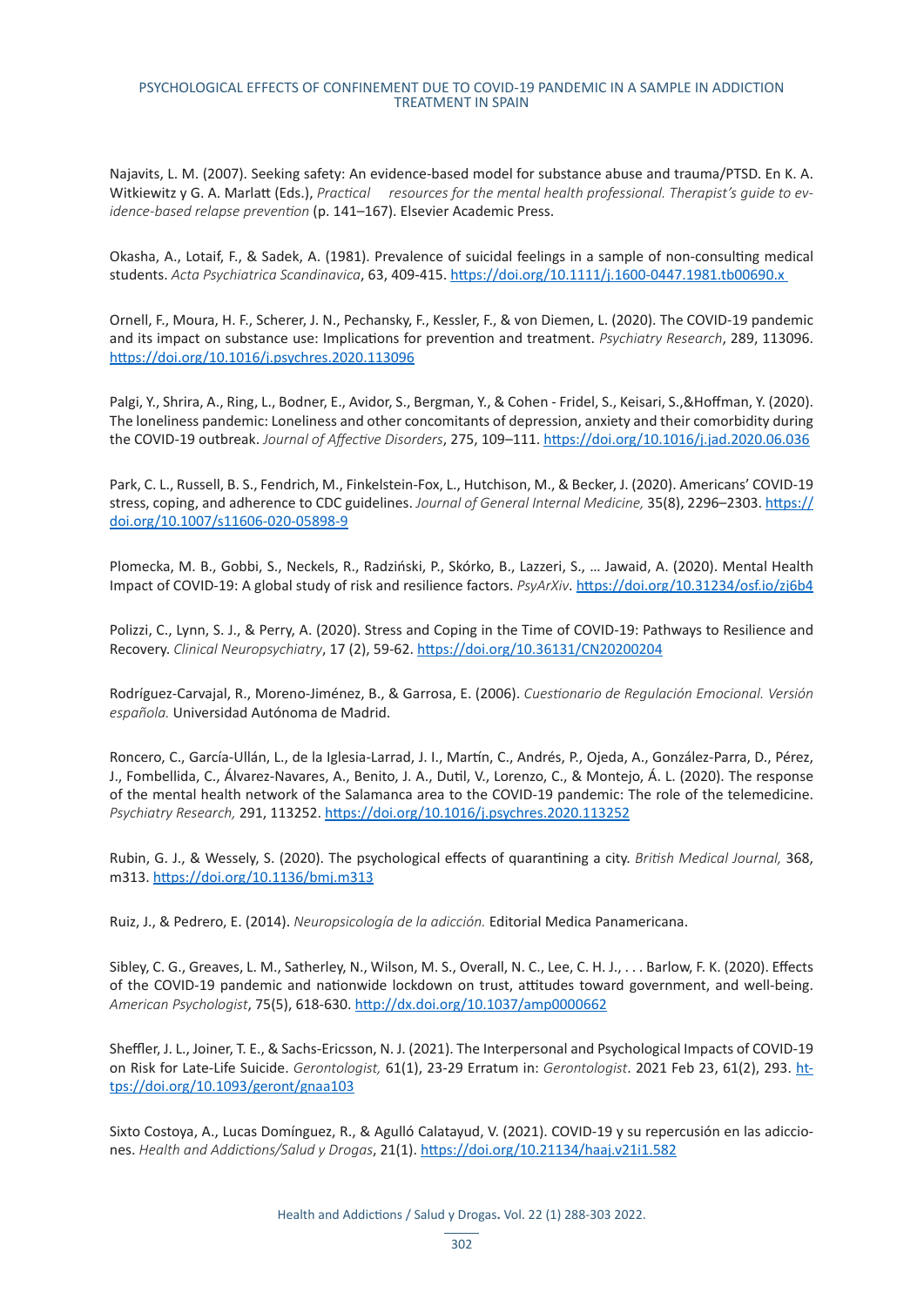Najavits, L. M. (2007). Seeking safety: An evidence-based model for substance abuse and trauma/PTSD. En K. A. Witkiewitz y G. A. Marlatt (Eds.), *Practical resources for the mental health professional. Therapist's guide to evidence-based relapse prevention* (p. 141–167). Elsevier Academic Press.

Okasha, A., Lotaif, F., & Sadek, A. (1981). Prevalence of suicidal feelings in a sample of non-consulting medical students. *Acta Psychiatrica Scandinavica*, 63, 409-415. https://doi.org/10.1111/j.1600-0447.1981.tb00690.x

Ornell, F., Moura, H. F., Scherer, J. N., Pechansky, F., Kessler, F., & von Diemen, L. (2020). The COVID-19 pandemic and its impact on substance use: Implications for prevention and treatment. *Psychiatry Research*, 289, 113096. https://doi.org/10.1016/j.psychres.2020.113096

Palgi, Y., Shrira, A., Ring, L., Bodner, E., Avidor, S., Bergman, Y., & Cohen - Fridel, S., Keisari, S.,&Hoffman, Y. (2020). The loneliness pandemic: Loneliness and other concomitants of depression, anxiety and their comorbidity during the COVID-19 outbreak. *Journal of Affective Disorders*, 275, 109–111. https://doi.org/10.1016/j.jad.2020.06.036

Park, C. L., Russell, B. S., Fendrich, M., Finkelstein-Fox, L., Hutchison, M., & Becker, J. (2020). Americans' COVID-19 stress, coping, and adherence to CDC guidelines. *Journal of General Internal Medicine,* 35(8), 2296–2303. https://doi.org/10.1007/s11606-020-05898-9

Plomecka, M. B., Gobbi, S., Neckels, R., Radziński, P., Skórko, B., Lazzeri, S., … Jawaid, A. (2020). Mental Health Impact of COVID-19: A global study of risk and resilience factors. *PsyArXiv*. https://doi.org/10.31234/osf.io/zj6b4

Polizzi, C., Lynn, S. J., & Perry, A. (2020). Stress and Coping in the Time of COVID-19: Pathways to Resilience and Recovery. *Clinical Neuropsychiatry*, 17 (2), 59-62. https://doi.org/10.36131/CN20200204

Rodríguez-Carvajal, R., Moreno-Jiménez, B., & Garrosa, E. (2006). *Cuestionario de Regulación Emocional. Versión española.* Universidad Autónoma de Madrid.

Roncero, C., García-Ullán, L., de la Iglesia-Larrad, J. I., Martín, C., Andrés, P., Ojeda, A., González-Parra, D., Pérez, J., Fombellida, C., Álvarez-Navares, A., Benito, J. A., Dutil, V., Lorenzo, C., & Montejo, Á. L. (2020). The response of the mental health network of the Salamanca area to the COVID-19 pandemic: The role of the telemedicine. *Psychiatry Research,* 291, 113252. https://doi.org/10.1016/j.psychres.2020.113252

Rubin, G. J., & Wessely, S. (2020). The psychological effects of quarantining a city. *British Medical Journal,* 368, m313. https://doi.org/10.1136/bmj.m313

Ruiz, J., & Pedrero, E. (2014). *Neuropsicología de la adicción.* Editorial Medica Panamericana.

Sibley, C. G., Greaves, L. M., Satherley, N., Wilson, M. S., Overall, N. C., Lee, C. H. J., . . . Barlow, F. K. (2020). Effects of the COVID-19 pandemic and nationwide lockdown on trust, attitudes toward government, and well-being. *American Psychologist*, 75(5), 618-630. http://dx.doi.org/10.1037/amp0000662

Sheffler, J. L., Joiner, T. E., & Sachs-Ericsson, N. J. (2021). The Interpersonal and Psychological Impacts of COVID-19 on Risk for Late-Life Suicide. *Gerontologist,* 61(1), 23-29 Erratum in: *Gerontologist*. 2021 Feb 23, 61(2), 293. https://doi.org/10.1093/geront/gnaa103

Sixto Costoya, A., Lucas Domínguez, R., & Agulló Calatayud, V. (2021). COVID-19 y su repercusión en las adicciones. *Health and Addictions/Salud y Drogas*, 21(1). https://doi.org/10.21134/haaj.v21i1.582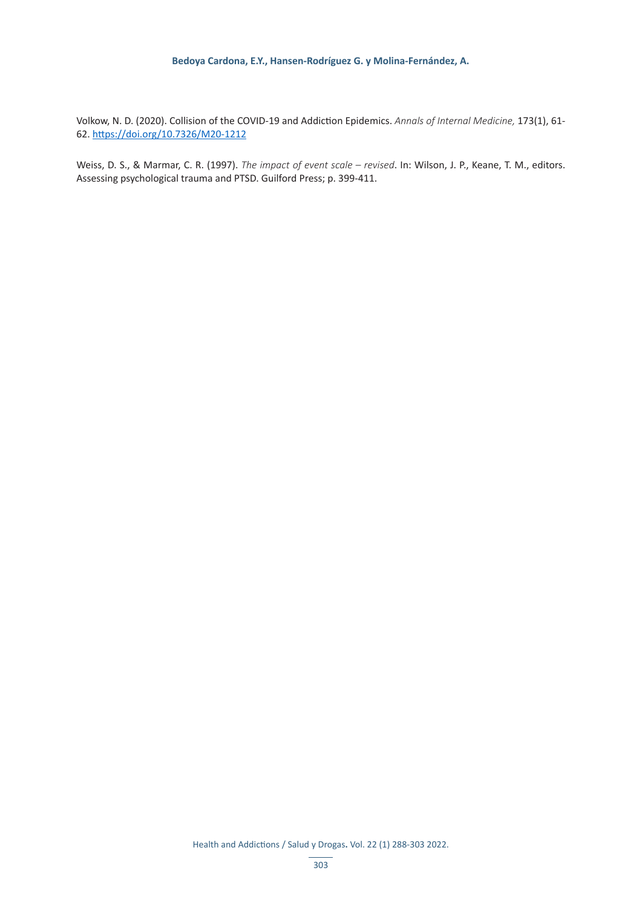Volkow, N. D. (2020). Collision of the COVID-19 and Addiction Epidemics. *Annals of Internal Medicine,* 173(1), 61-62. https://doi.org/10.7326/M20-1212

Weiss, D. S., & Marmar, C. R. (1997). *The impact of event scale – revised*. In: Wilson, J. P., Keane, T. M., editors. Assessing psychological trauma and PTSD. Guilford Press; p. 399-411.